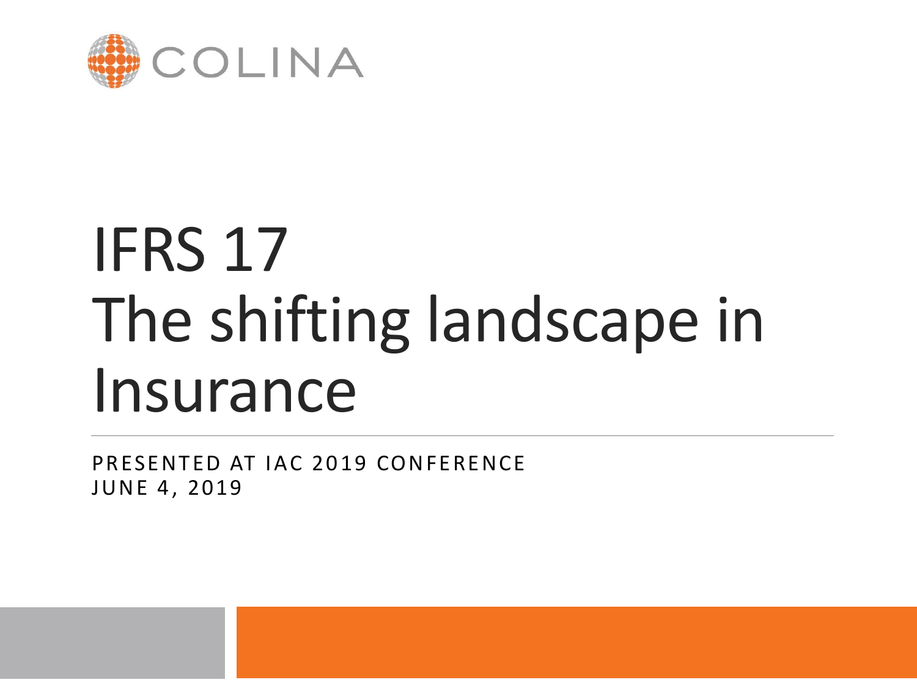COLINA

# IFRS 17 The shifting landscape in Insurance

PRESENTED AT IAC 2019 CONFERENCE
JUNE 4, 2019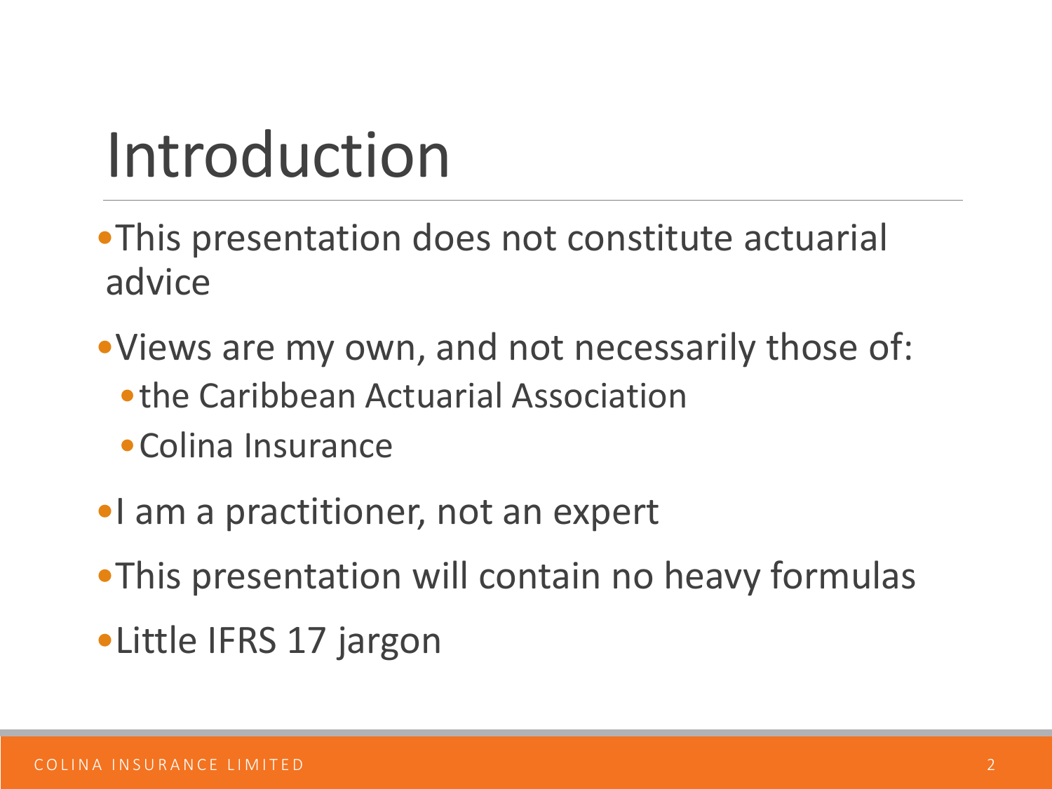# Introduction

- This presentation does not constitute actuarial advice
- Views are my own, and not necessarily those of:
  - the Caribbean Actuarial Association
  - Colina Insurance
- I am a practitioner, not an expert
- This presentation will contain no heavy formulas
- Little IFRS 17 jargon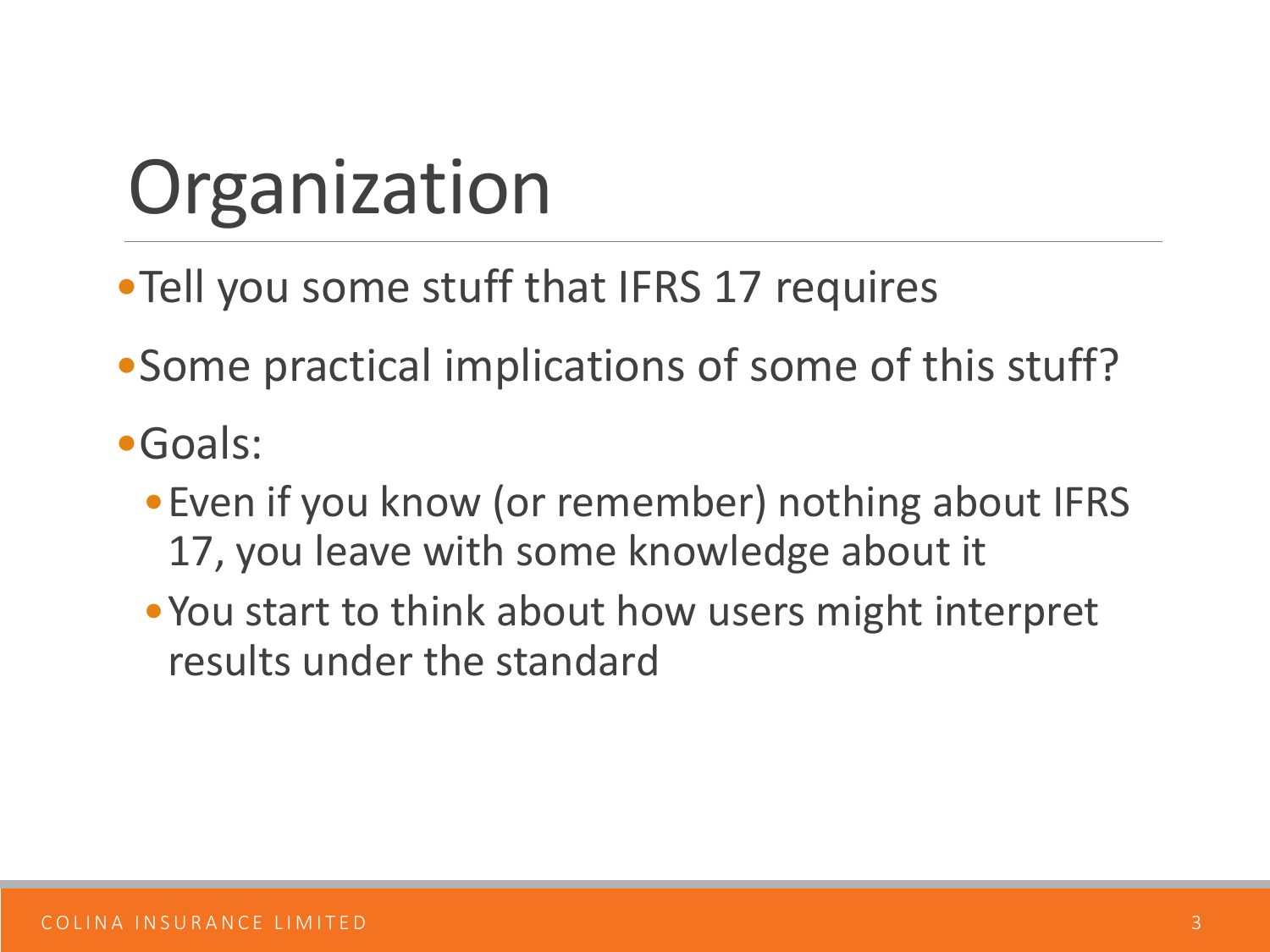# Organization

- Tell you some stuff that IFRS 17 requires
- Some practical implications of some of this stuff?
- Goals:
  - Even if you know (or remember) nothing about IFRS 17, you leave with some knowledge about it
  - You start to think about how users might interpret results under the standard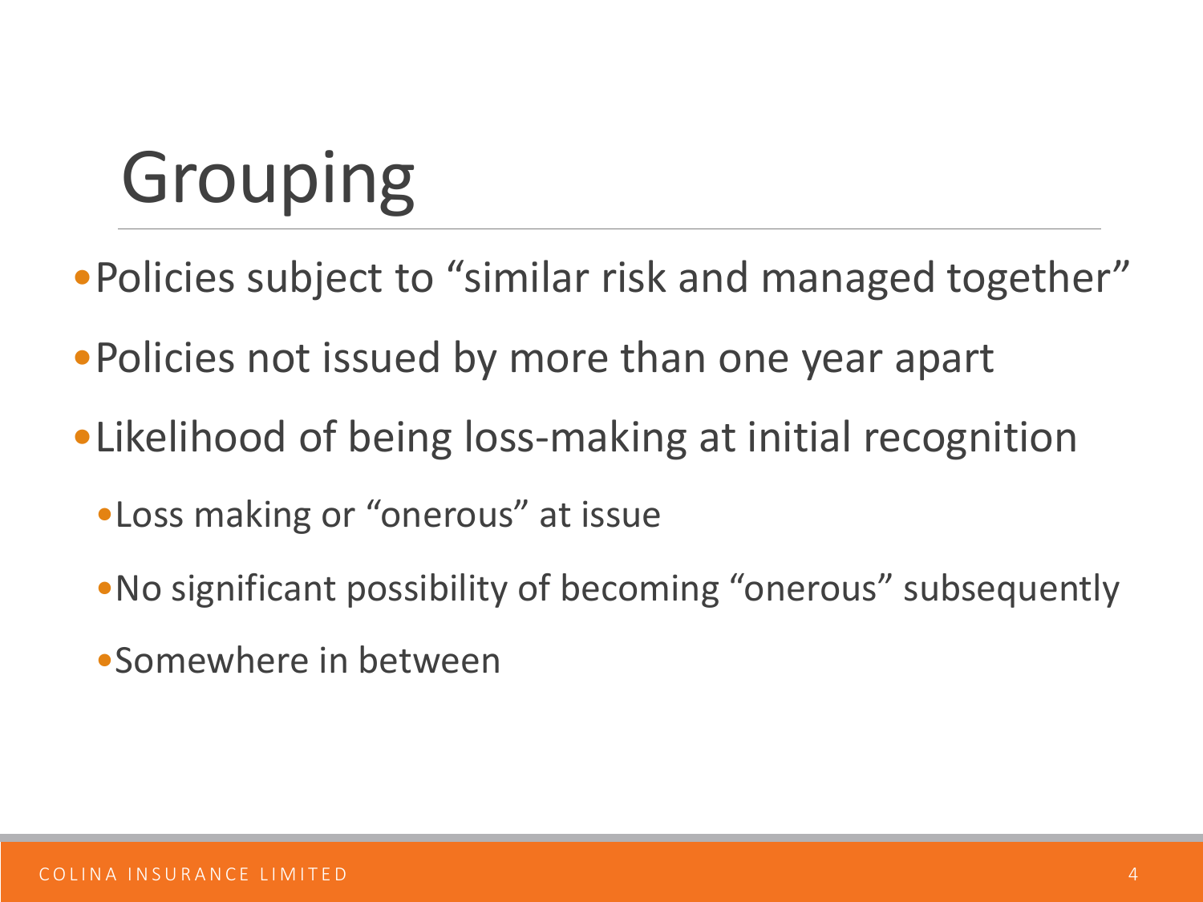# Grouping

- Policies subject to “similar risk and managed together”
- Policies not issued by more than one year apart
- Likelihood of being loss-making at initial recognition
  - Loss making or “onerous” at issue
  - No significant possibility of becoming “onerous” subsequently
  - Somewhere in between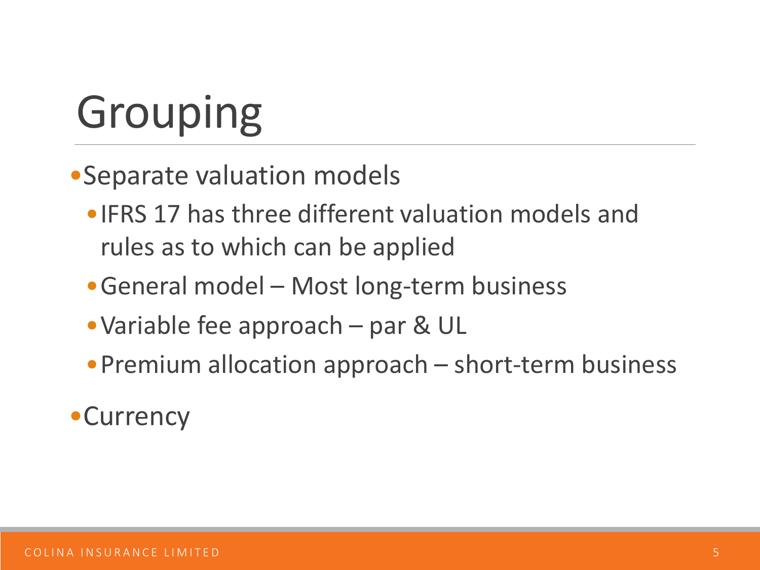# Grouping

- Separate valuation models
  - IFRS 17 has three different valuation models and rules as to which can be applied
  - General model – Most long-term business
  - Variable fee approach – par & UL
  - Premium allocation approach – short-term business
- Currency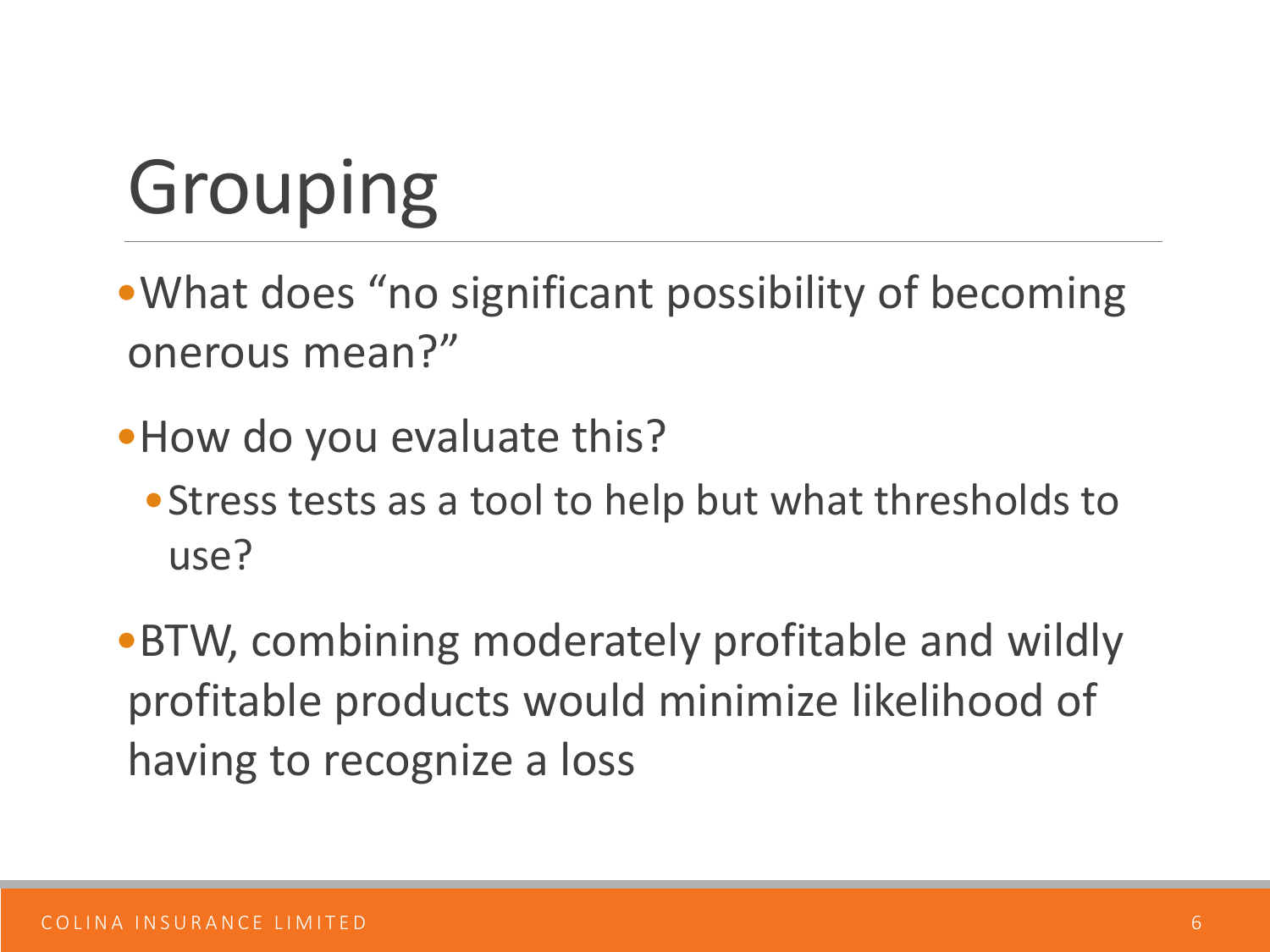# Grouping

- What does “no significant possibility of becoming onerous mean?”
- How do you evaluate this?
  - Stress tests as a tool to help but what thresholds to use?
- BTW, combining moderately profitable and wildly profitable products would minimize likelihood of having to recognize a loss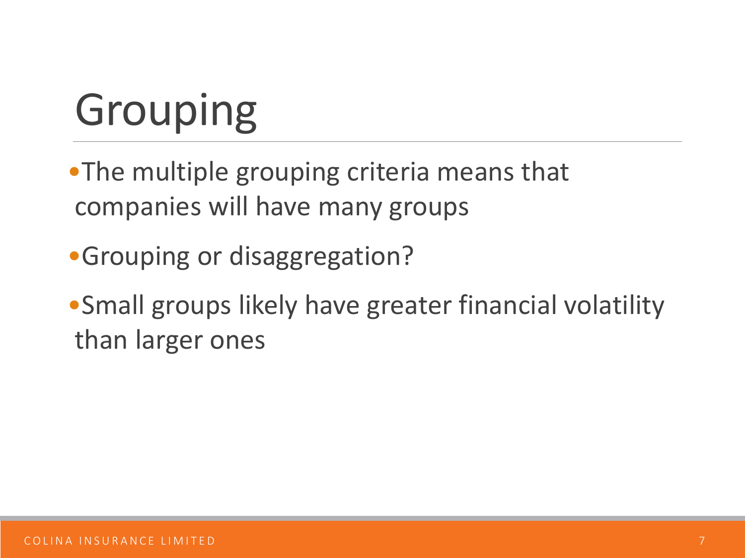# Grouping

- The multiple grouping criteria means that companies will have many groups
- Grouping or disaggregation?
- Small groups likely have greater financial volatility than larger ones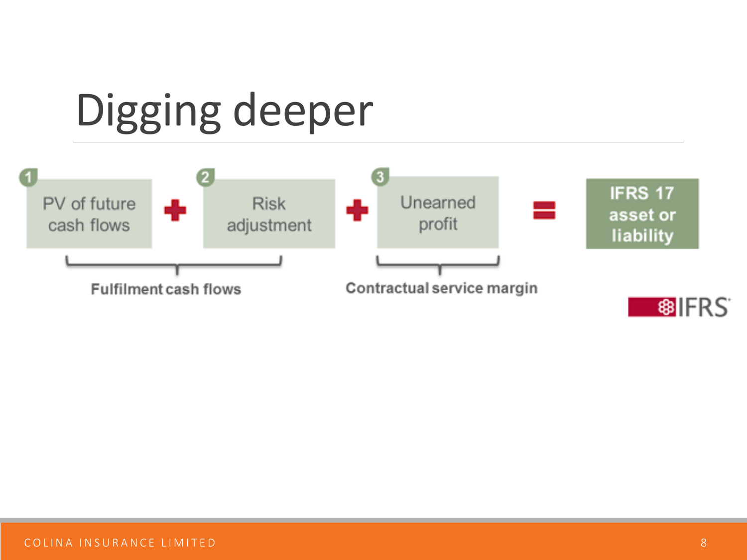# Digging deeper

1 PV of future cash flows + 2 Risk adjustment + 3 Unearned profit = IFRS 17 asset or liability

Fulfilment cash flows (PV of future cash flows + Risk adjustment)

Contractual service margin (Unearned profit)

IFRS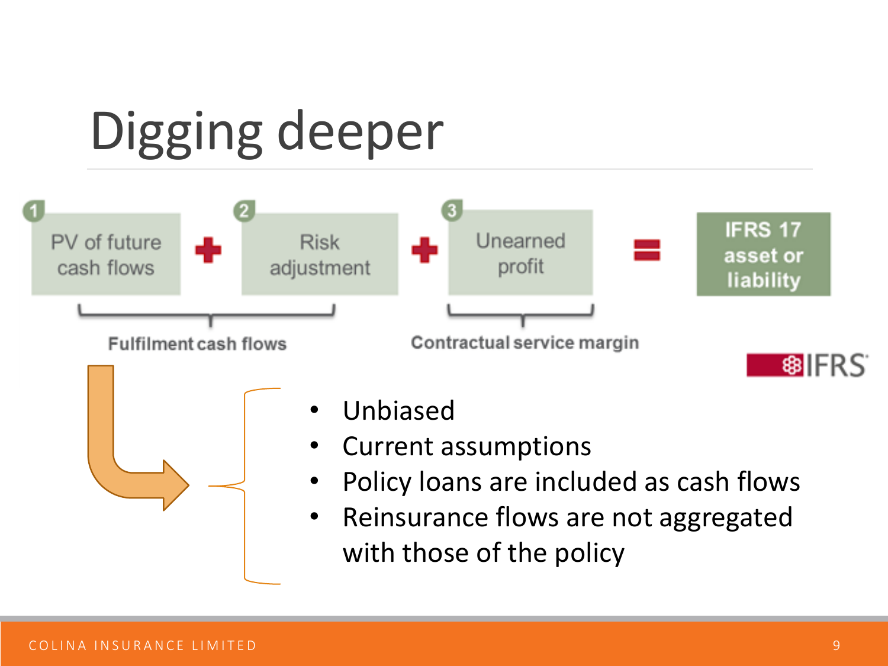# Digging deeper

1 PV of future cash flows + 2 Risk adjustment + 3 Unearned profit = IFRS 17 asset or liability

Fulfilment cash flows (1 + 2) | Contractual service margin (3)

IFRS

- Unbiased
- Current assumptions
- Policy loans are included as cash flows
- Reinsurance flows are not aggregated with those of the policy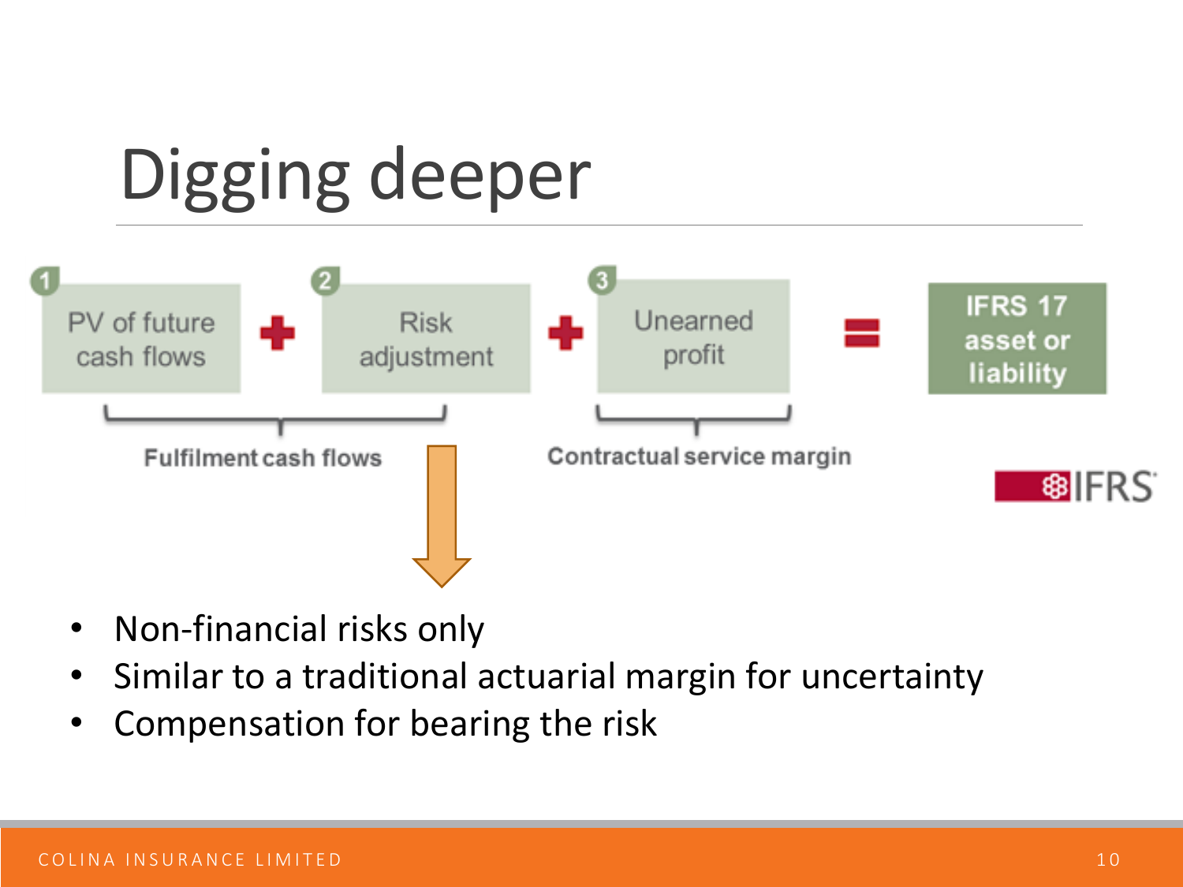# Digging deeper

1 PV of future cash flows + 2 Risk adjustment + 3 Unearned profit = IFRS 17 asset or liability

Fulfilment cash flows

Contractual service margin

IFRS

- Non-financial risks only
- Similar to a traditional actuarial margin for uncertainty
- Compensation for bearing the risk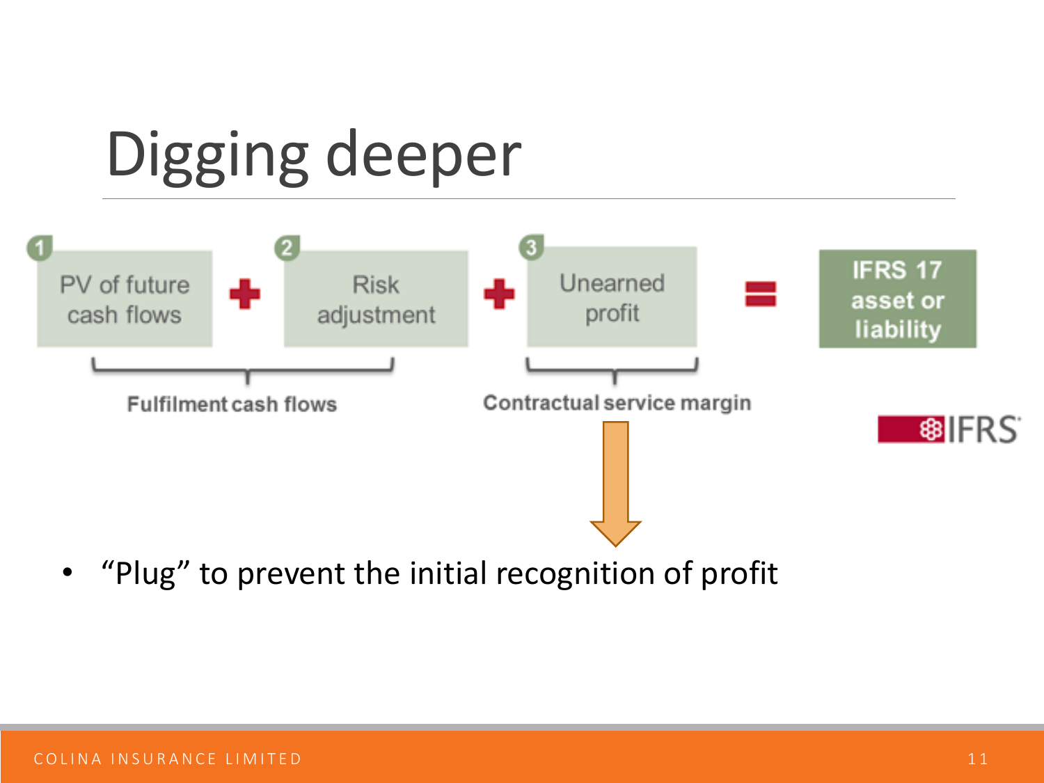# Digging deeper

1 PV of future cash flows + 2 Risk adjustment + 3 Unearned profit = IFRS 17 asset or liability

Fulfilment cash flows (PV of future cash flows + Risk adjustment)

Contractual service margin (Unearned profit)

IFRS

- “Plug” to prevent the initial recognition of profit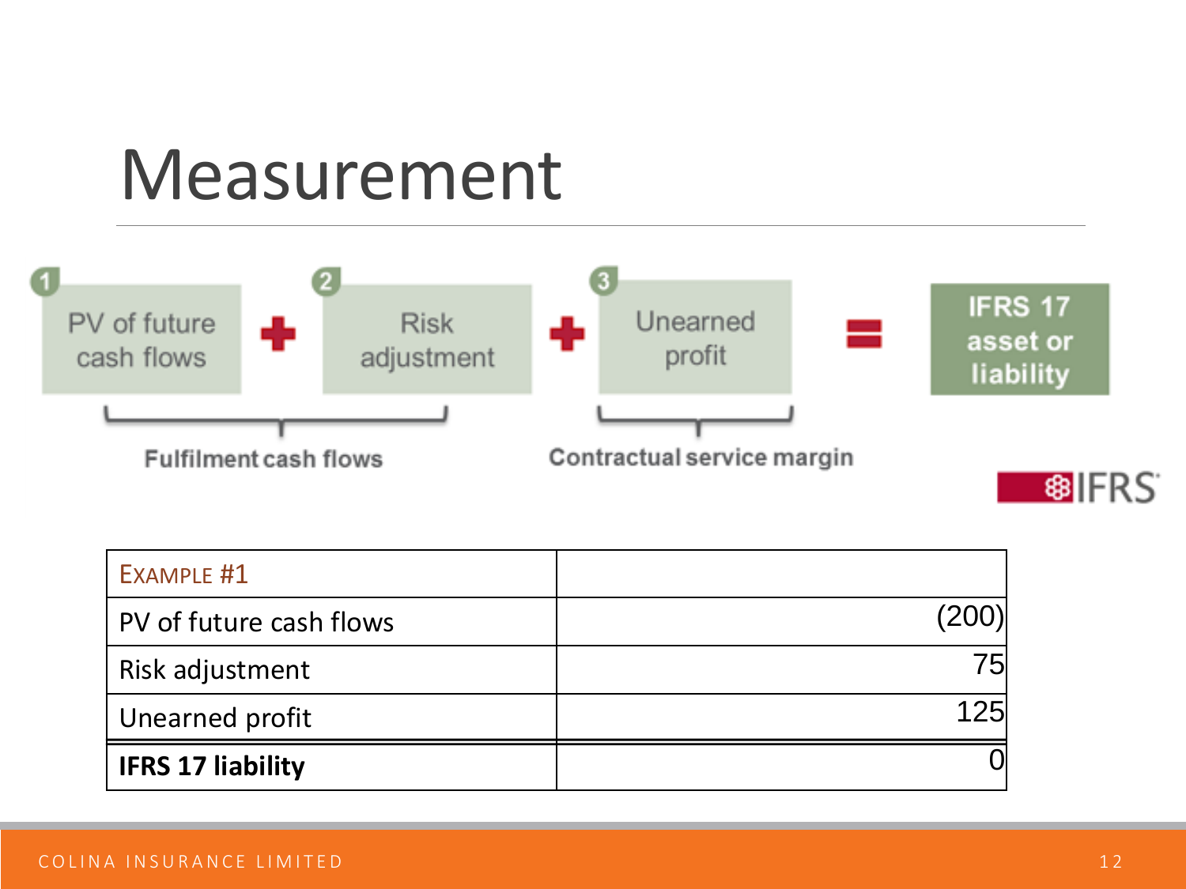# Measurement

1 PV of future cash flows + 2 Risk adjustment + 3 Unearned profit = IFRS 17 asset or liability

Fulfilment cash flows (1 + 2)

Contractual service margin (3)

IFRS

| EXAMPLE #1 | |
|---|---:|
| PV of future cash flows | (200) |
| Risk adjustment | 75 |
| Unearned profit | 125 |
| **IFRS 17 liability** | 0 |

COLINA INSURANCE LIMITED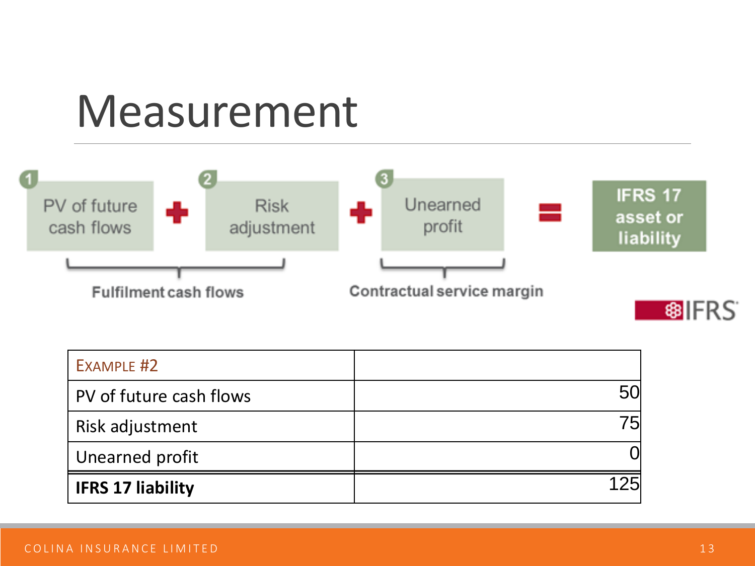# Measurement

1 PV of future cash flows + 2 Risk adjustment + 3 Unearned profit = IFRS 17 asset or liability

Fulfilment cash flows (1 + 2)

Contractual service margin (3)

IFRS

| EXAMPLE #2 | |
|---|---|
| PV of future cash flows | 50 |
| Risk adjustment | 75 |
| Unearned profit | 0 |
| **IFRS 17 liability** | 125 |

COLINA INSURANCE LIMITED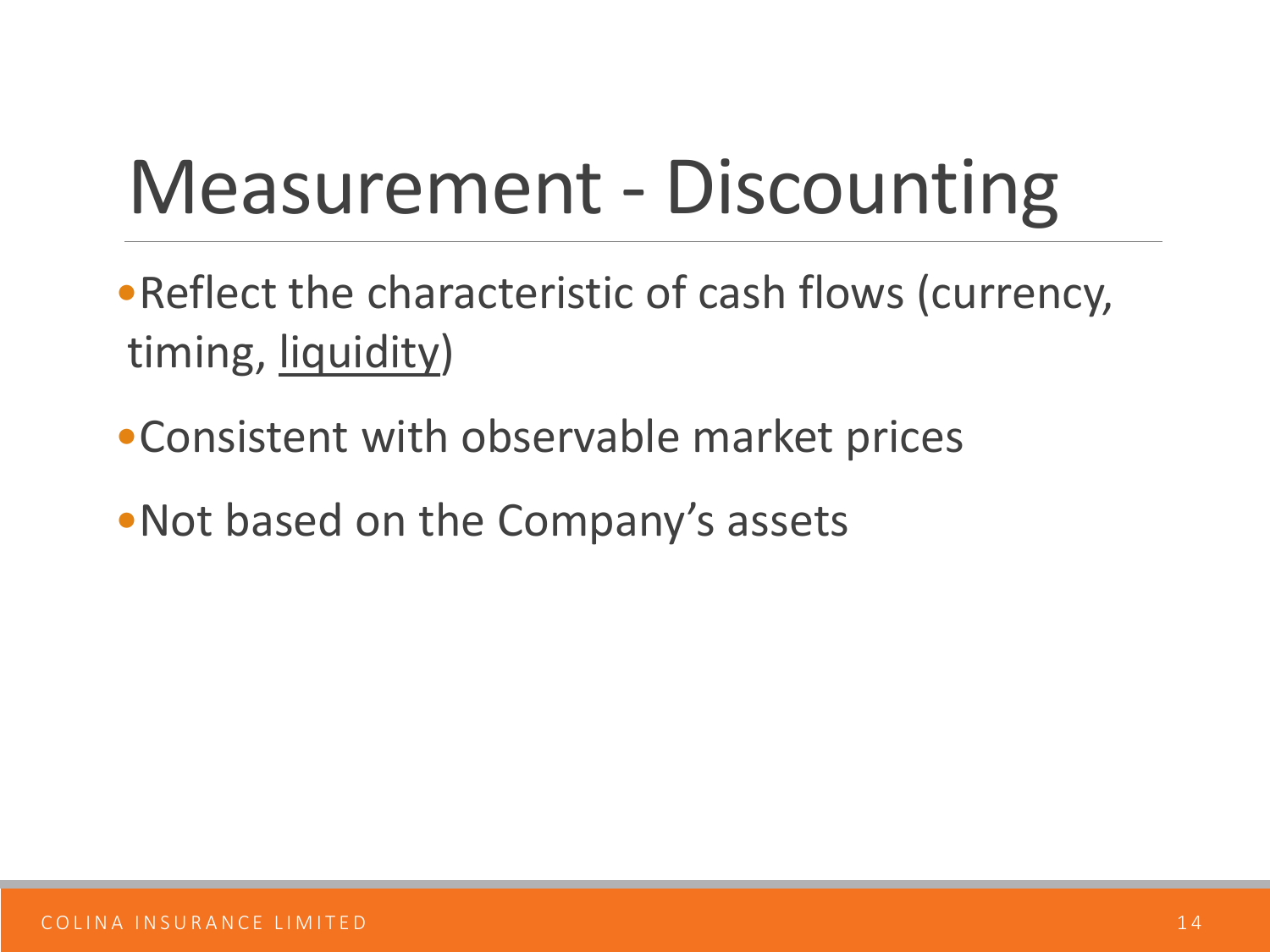# Measurement - Discounting

- Reflect the characteristic of cash flows (currency, timing, <u>liquidity</u>)
- Consistent with observable market prices
- Not based on the Company's assets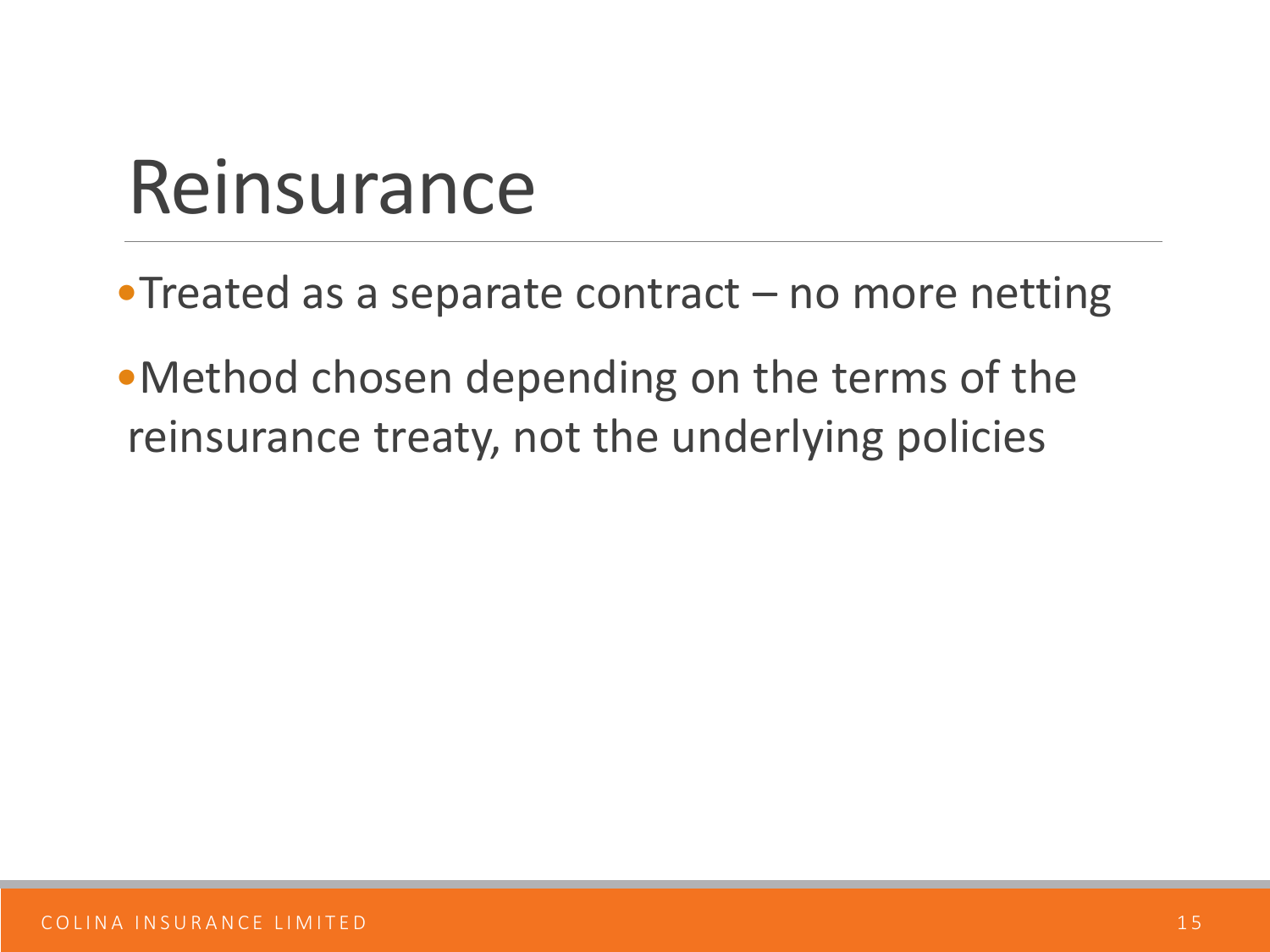# Reinsurance

- Treated as a separate contract – no more netting
- Method chosen depending on the terms of the reinsurance treaty, not the underlying policies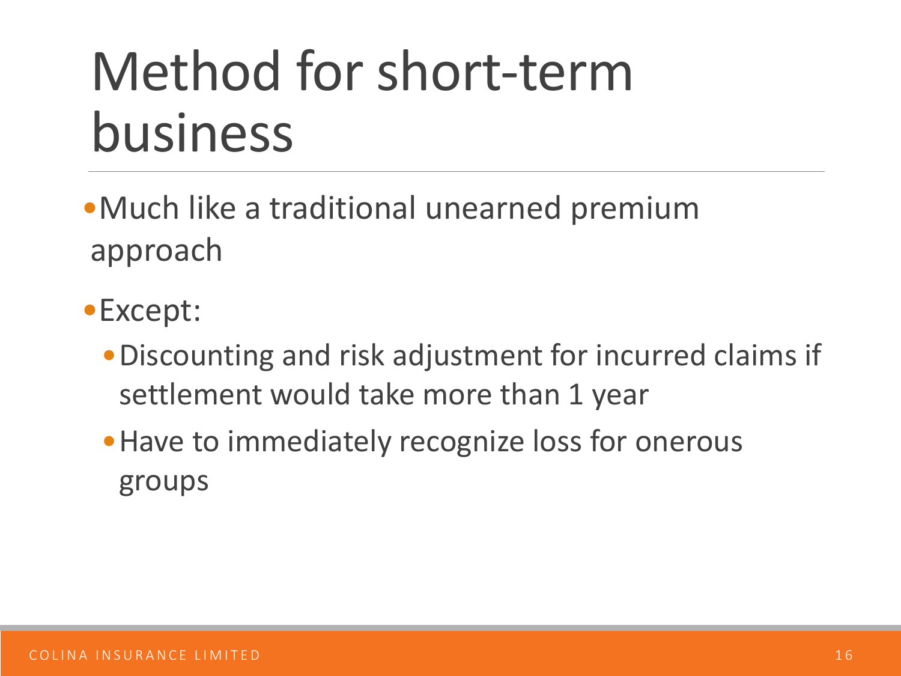# Method for short-term business

- Much like a traditional unearned premium approach
- Except:
  - Discounting and risk adjustment for incurred claims if settlement would take more than 1 year
  - Have to immediately recognize loss for onerous groups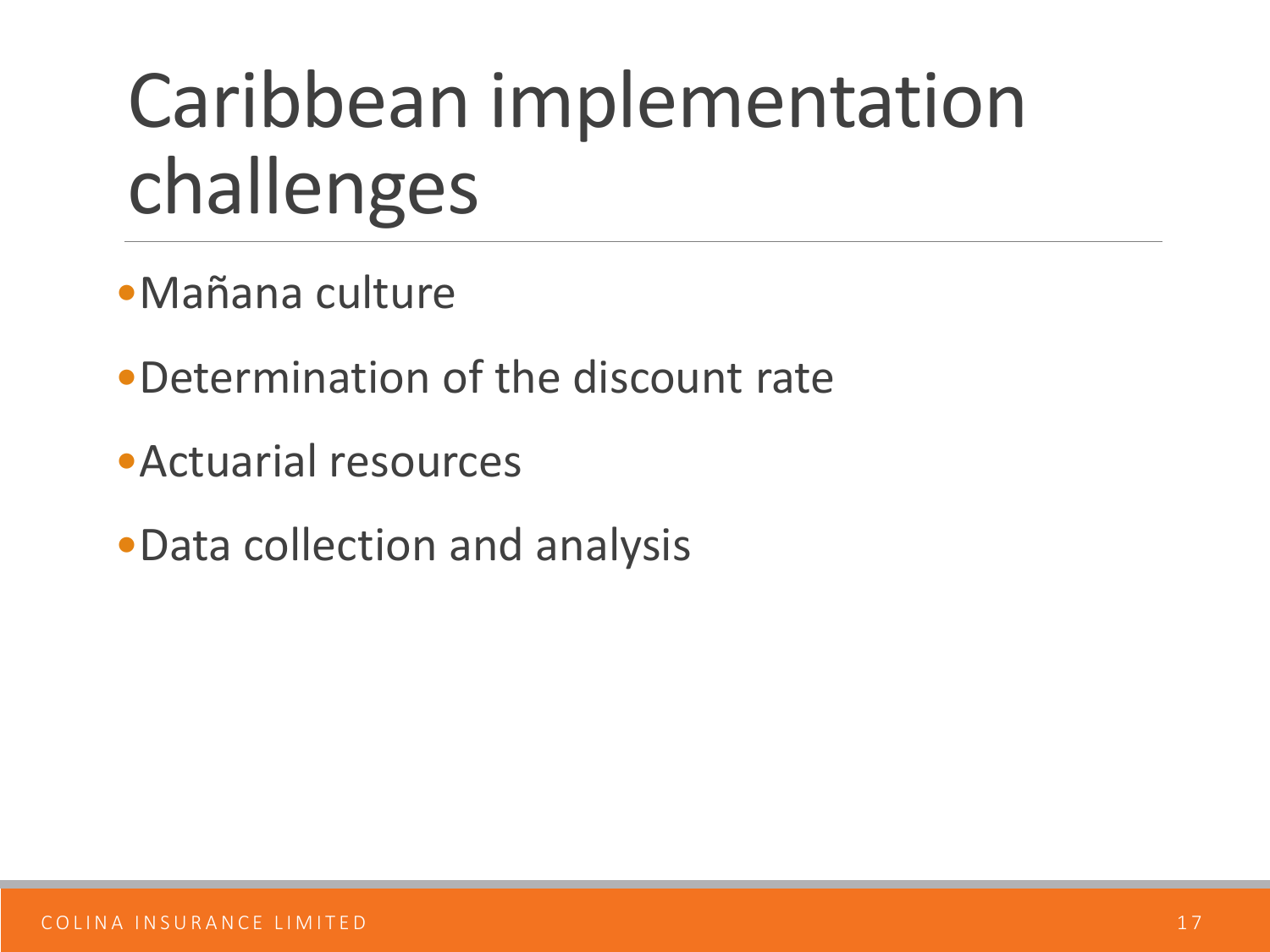# Caribbean implementation challenges

- Mañana culture
- Determination of the discount rate
- Actuarial resources
- Data collection and analysis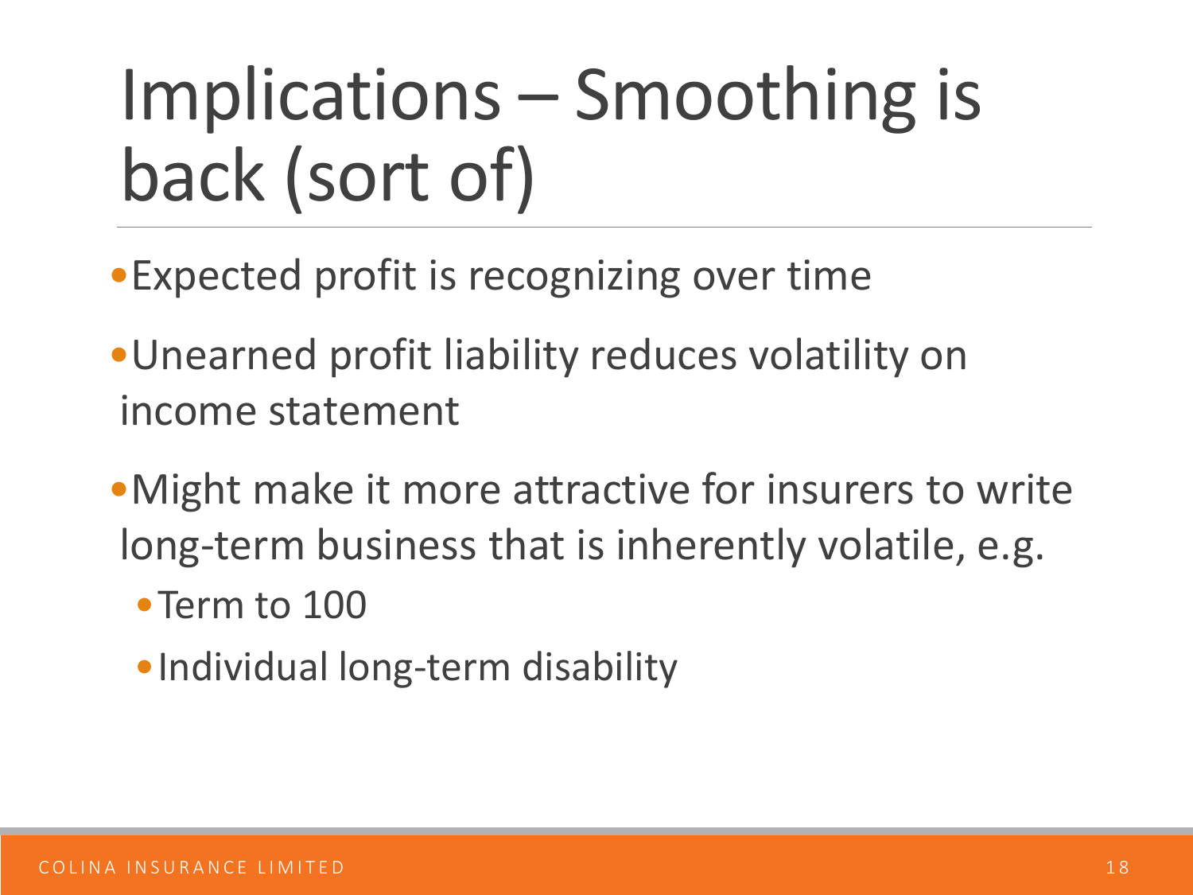# Implications – Smoothing is back (sort of)

- Expected profit is recognizing over time
- Unearned profit liability reduces volatility on income statement
- Might make it more attractive for insurers to write long-term business that is inherently volatile, e.g.
  - Term to 100
  - Individual long-term disability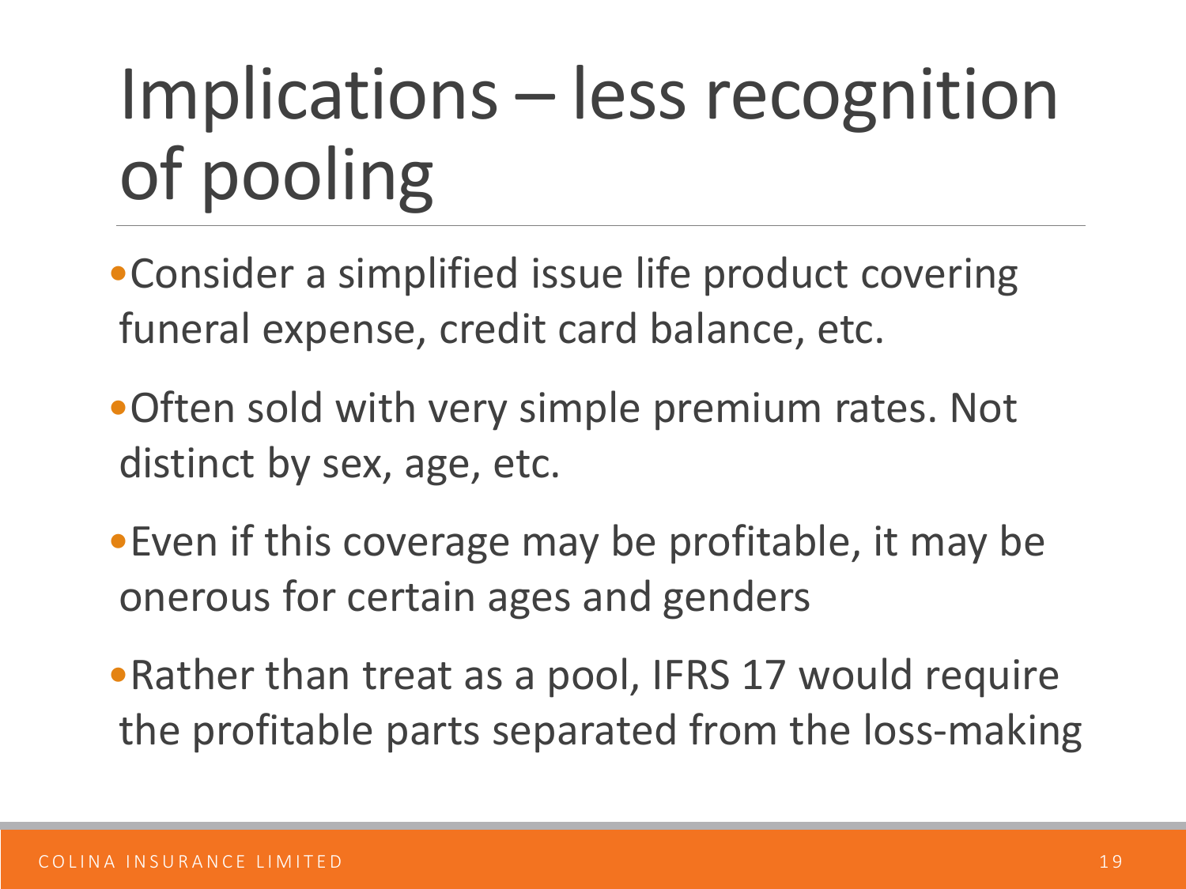# Implications – less recognition of pooling

- Consider a simplified issue life product covering funeral expense, credit card balance, etc.
- Often sold with very simple premium rates. Not distinct by sex, age, etc.
- Even if this coverage may be profitable, it may be onerous for certain ages and genders
- Rather than treat as a pool, IFRS 17 would require the profitable parts separated from the loss-making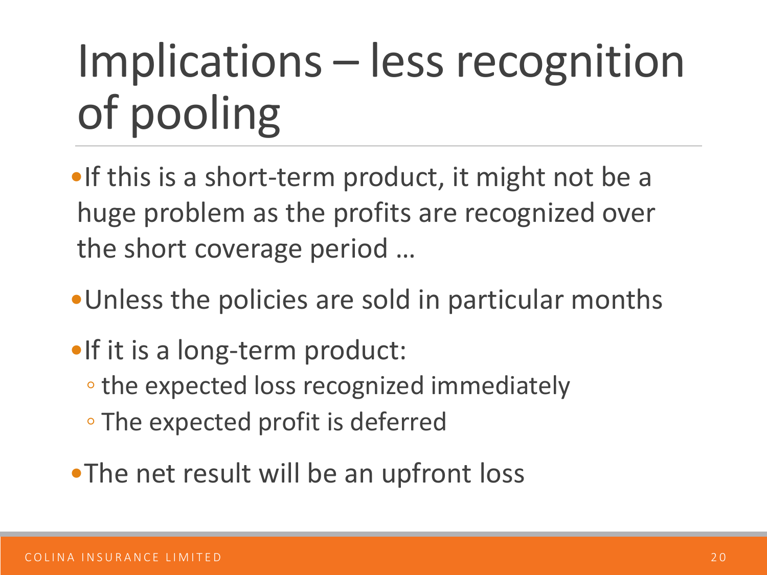# Implications – less recognition of pooling

- If this is a short-term product, it might not be a huge problem as the profits are recognized over the short coverage period …
- Unless the policies are sold in particular months
- If it is a long-term product:
  - the expected loss recognized immediately
  - The expected profit is deferred
- The net result will be an upfront loss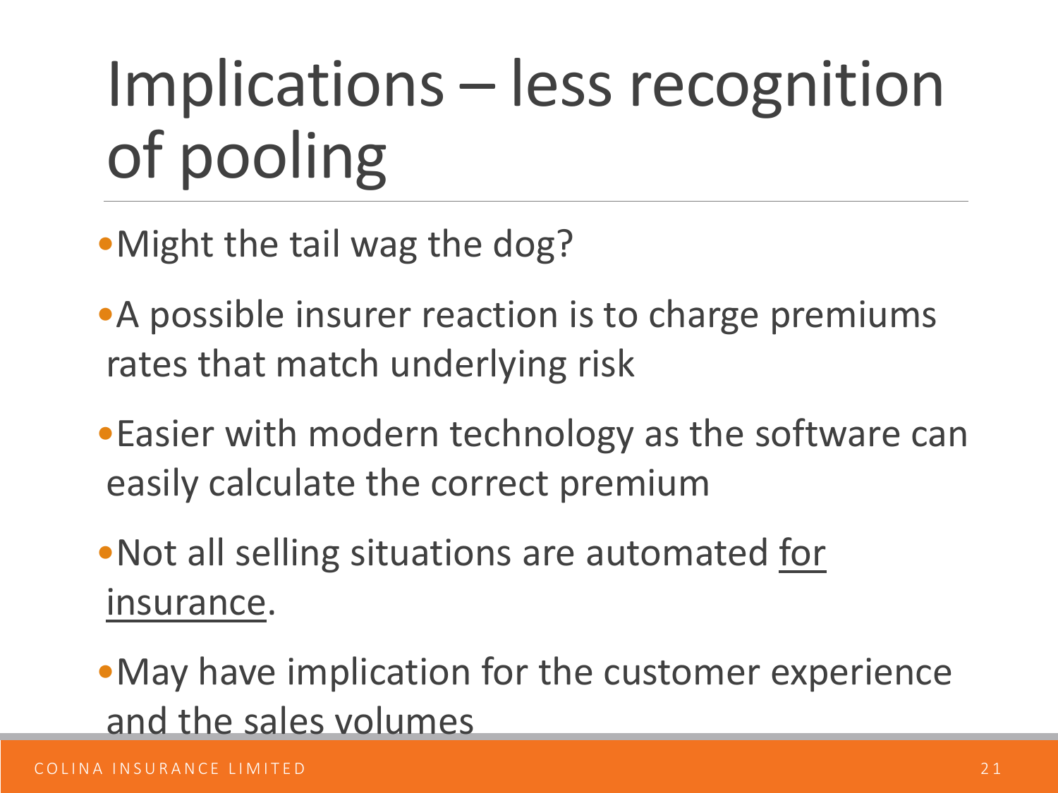# Implications – less recognition of pooling

- Might the tail wag the dog?
- A possible insurer reaction is to charge premiums rates that match underlying risk
- Easier with modern technology as the software can easily calculate the correct premium
- Not all selling situations are automated <u>for insurance</u>.
- May have implication for the customer experience and the sales volumes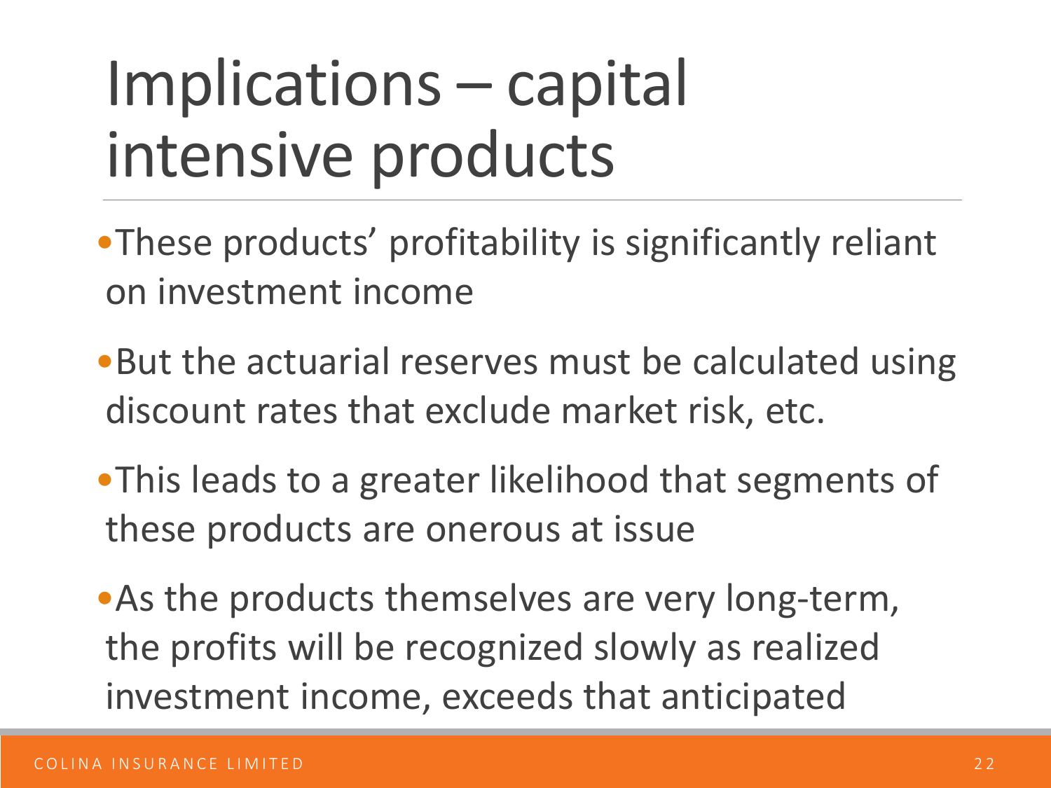# Implications – capital intensive products

- These products' profitability is significantly reliant on investment income
- But the actuarial reserves must be calculated using discount rates that exclude market risk, etc.
- This leads to a greater likelihood that segments of these products are onerous at issue
- As the products themselves are very long-term, the profits will be recognized slowly as realized investment income, exceeds that anticipated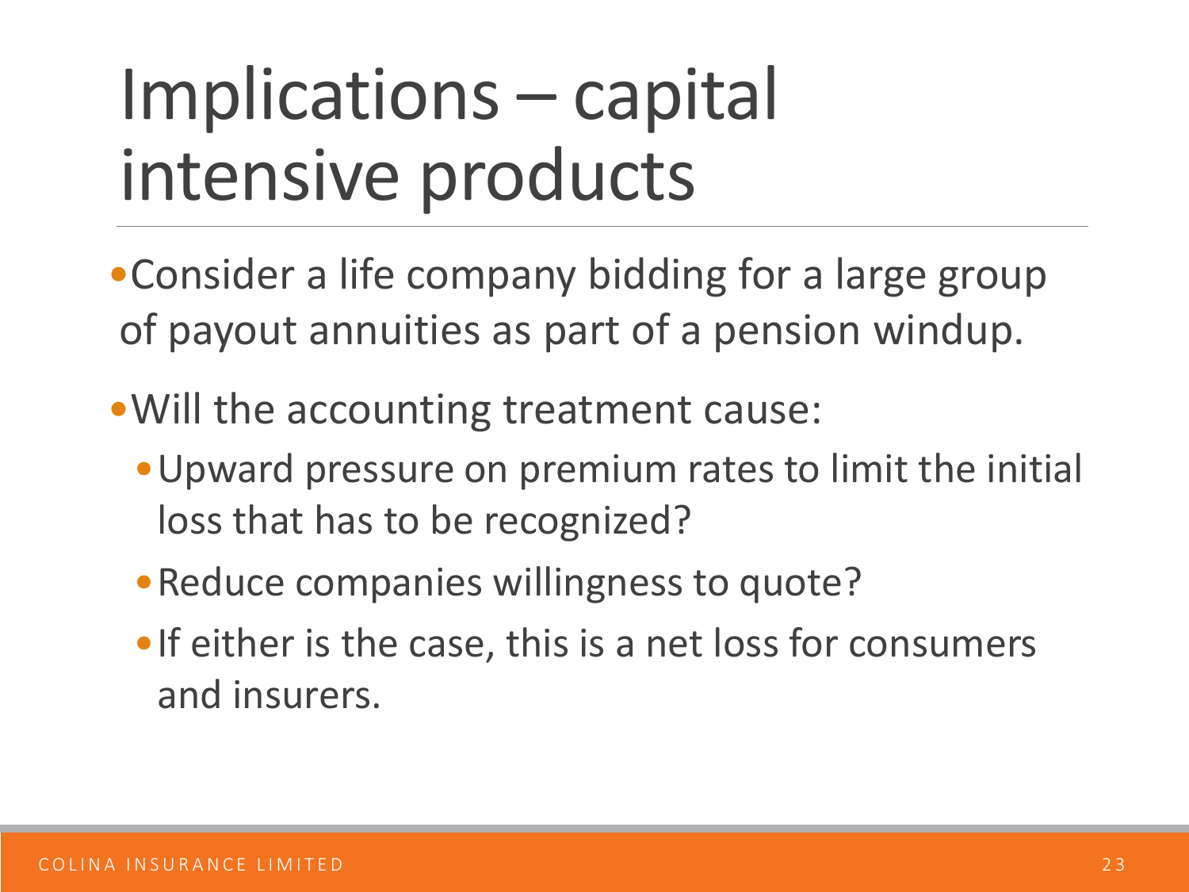# Implications – capital intensive products

- Consider a life company bidding for a large group of payout annuities as part of a pension windup.
- Will the accounting treatment cause:
  - Upward pressure on premium rates to limit the initial loss that has to be recognized?
  - Reduce companies willingness to quote?
  - If either is the case, this is a net loss for consumers and insurers.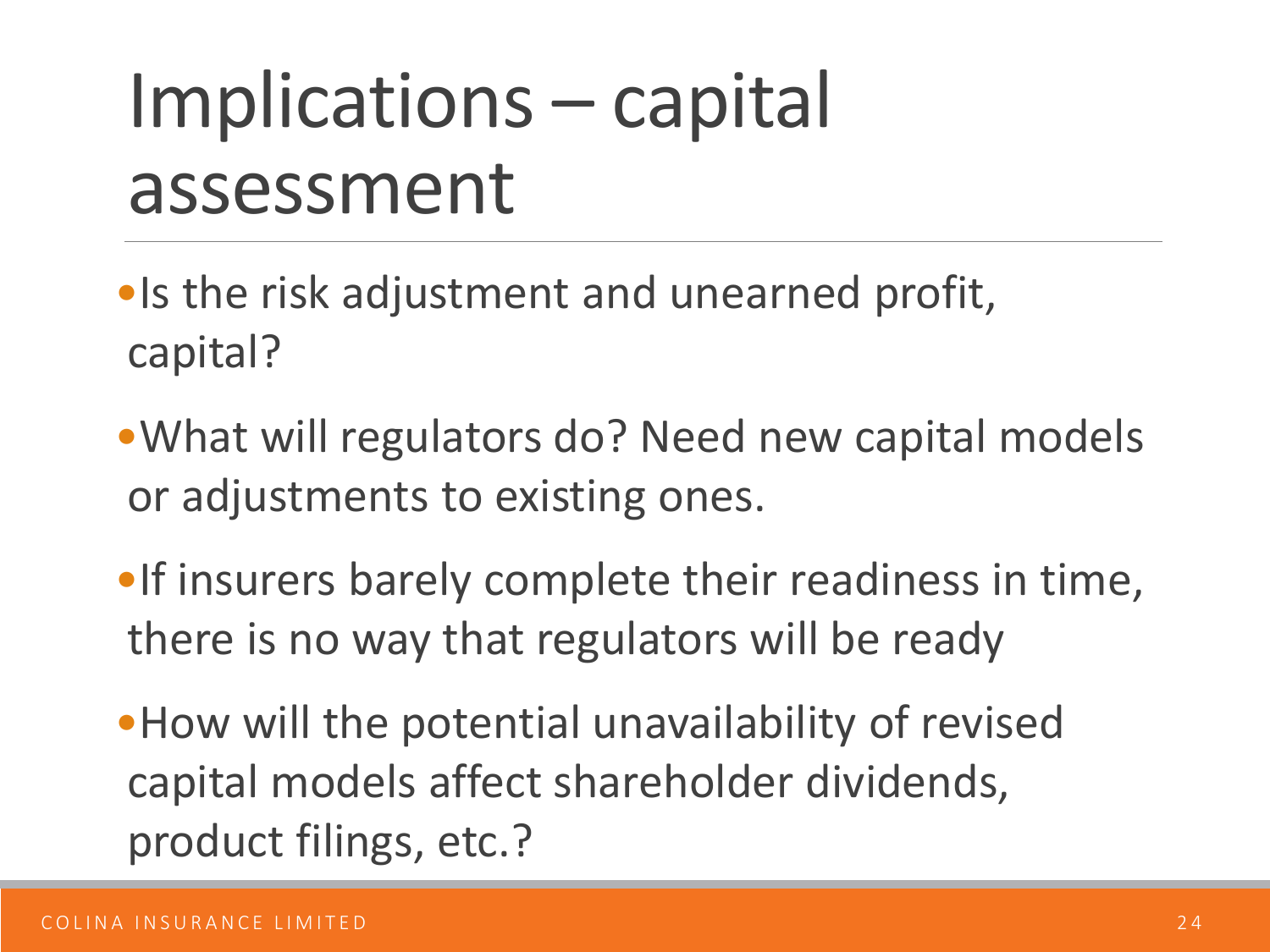# Implications – capital assessment

- Is the risk adjustment and unearned profit, capital?
- What will regulators do? Need new capital models or adjustments to existing ones.
- If insurers barely complete their readiness in time, there is no way that regulators will be ready
- How will the potential unavailability of revised capital models affect shareholder dividends, product filings, etc.?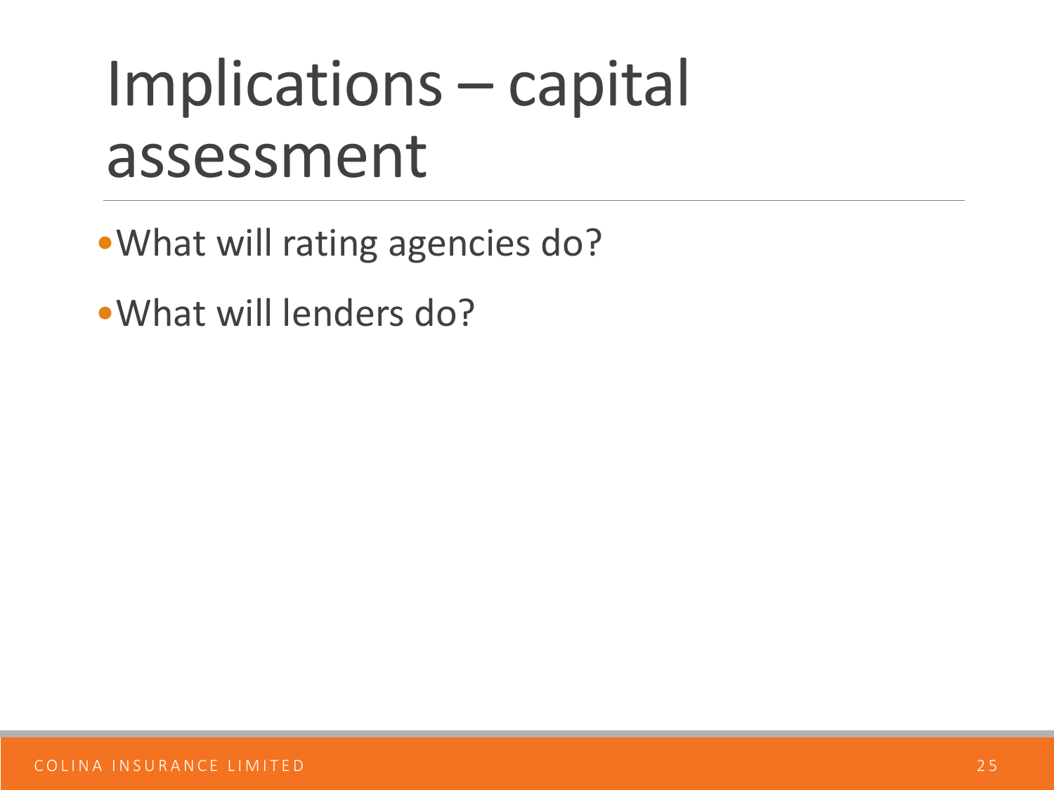# Implications – capital assessment

- What will rating agencies do?
- What will lenders do?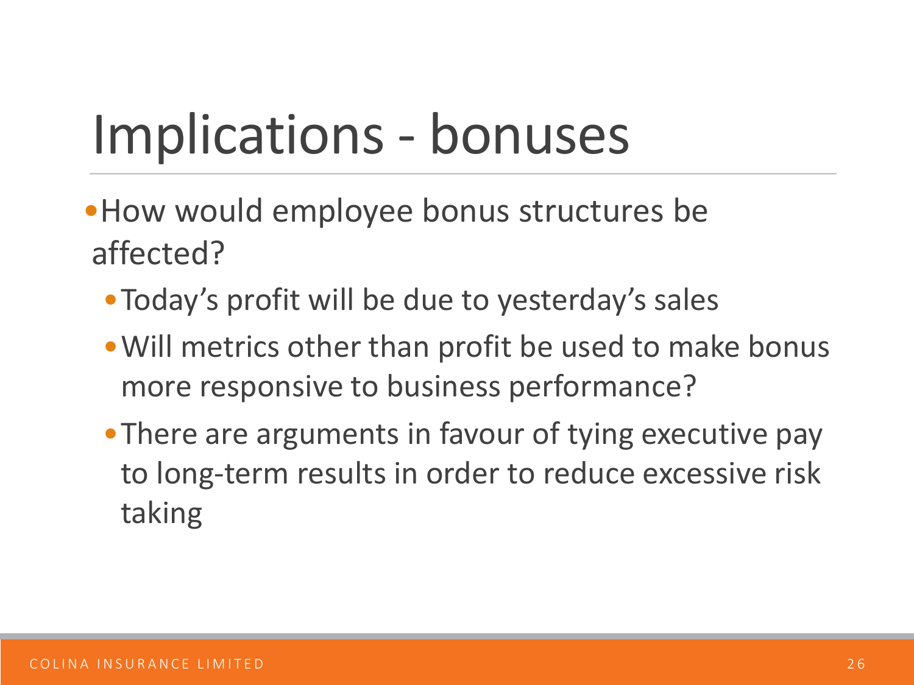# Implications - bonuses

- How would employee bonus structures be affected?
  - Today's profit will be due to yesterday's sales
  - Will metrics other than profit be used to make bonus more responsive to business performance?
  - There are arguments in favour of tying executive pay to long-term results in order to reduce excessive risk taking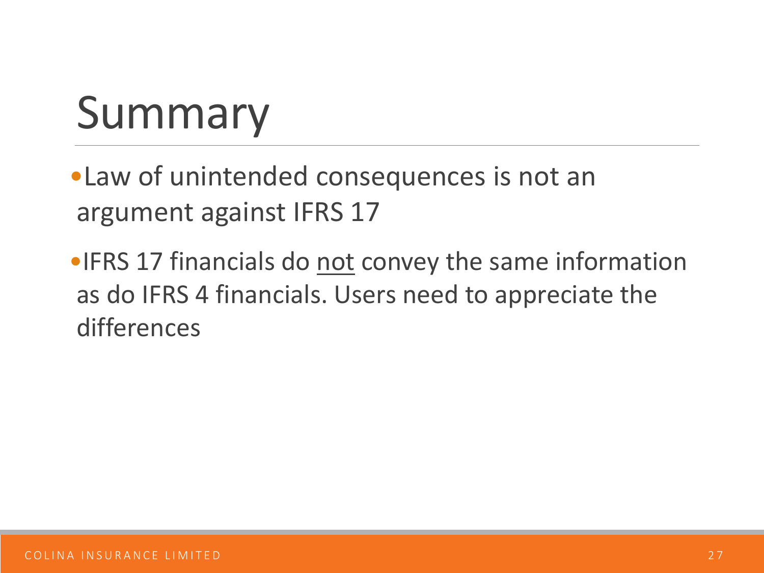# Summary

- Law of unintended consequences is not an argument against IFRS 17
- IFRS 17 financials do <u>not</u> convey the same information as do IFRS 4 financials. Users need to appreciate the differences